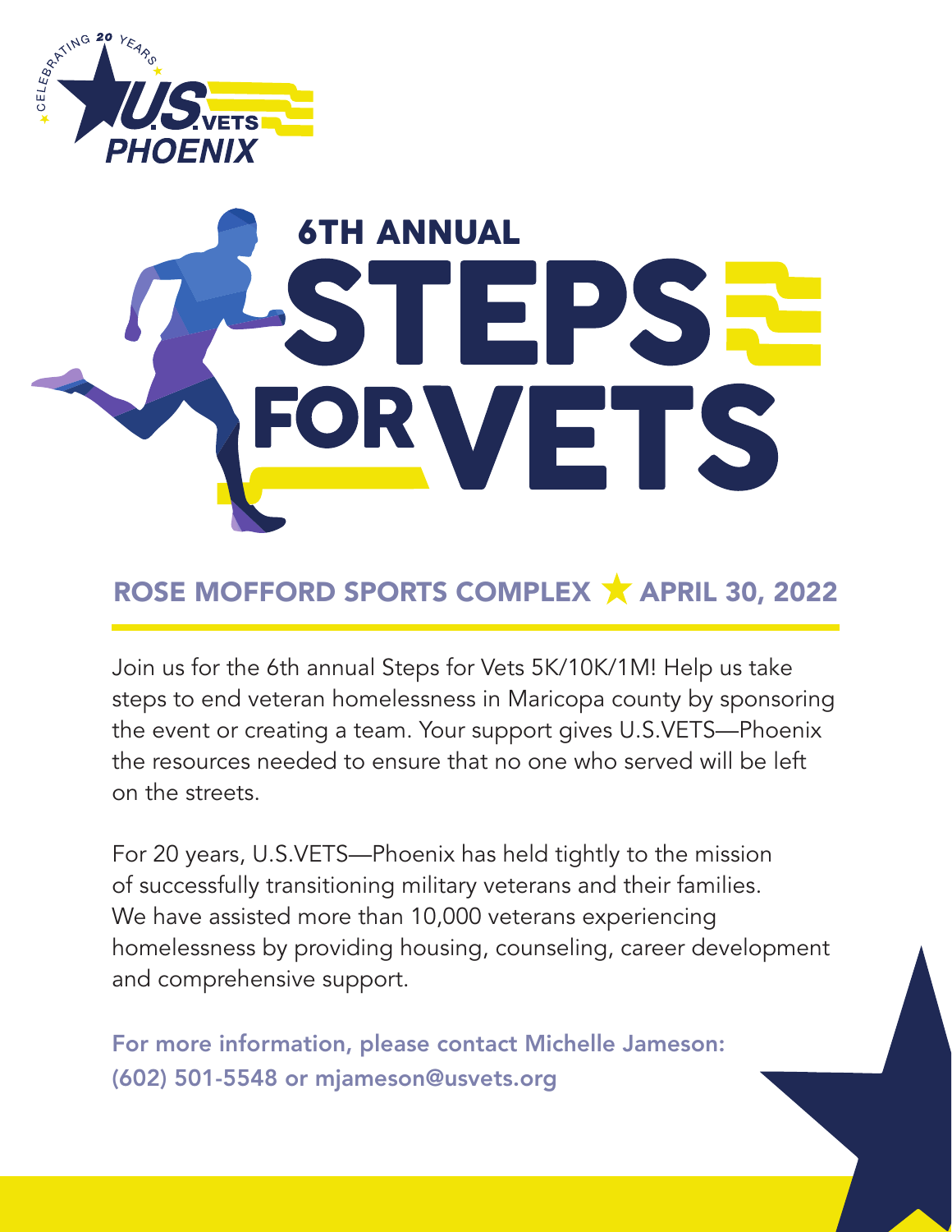CELEBRATING 20 YEARS

U.S.VETS PHOENIX

# 6TH ANNUAL STEPS FOR VETS

## ROSE MOFFORD SPORTS COMPLEX ★ APRIL 30, 2022

Join us for the 6th annual Steps for Vets 5K/10K/1M! Help us take steps to end veteran homelessness in Maricopa county by sponsoring the event or creating a team. Your support gives U.S.VETS—Phoenix the resources needed to ensure that no one who served will be left on the streets.

For 20 years, U.S.VETS—Phoenix has held tightly to the mission of successfully transitioning military veterans and their families. We have assisted more than 10,000 veterans experiencing homelessness by providing housing, counseling, career development and comprehensive support.

**For more information, please contact Michelle Jameson: (602) 501-5548 or mjameson@usvets.org**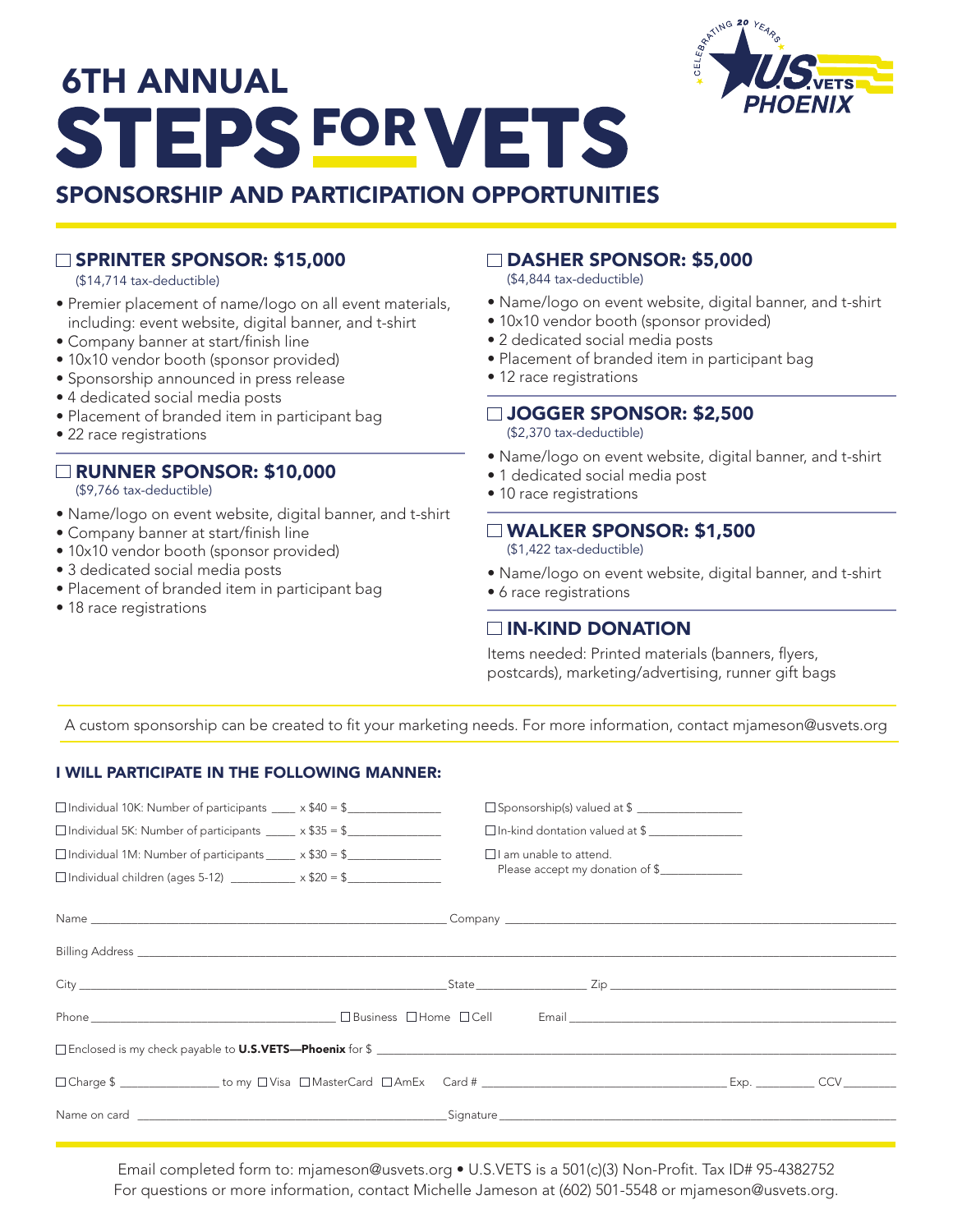CELEBRATING 20 YEARS U.S. VETS PHOENIX

# 6TH ANNUAL STEPS FOR VETS

## SPONSORSHIP AND PARTICIPATION OPPORTUNITIES

### ☐ SPRINTER SPONSOR: $15,000

($14,714 tax-deductible)

- Premier placement of name/logo on all event materials, including: event website, digital banner, and t-shirt
- Company banner at start/finish line
- 10x10 vendor booth (sponsor provided)
- Sponsorship announced in press release
- 4 dedicated social media posts
- Placement of branded item in participant bag
- 22 race registrations

### ☐ RUNNER SPONSOR: $10,000

($9,766 tax-deductible)

- Name/logo on event website, digital banner, and t-shirt
- Company banner at start/finish line
- 10x10 vendor booth (sponsor provided)
- 3 dedicated social media posts
- Placement of branded item in participant bag
- 18 race registrations

### ☐ DASHER SPONSOR: $5,000

($4,844 tax-deductible)

- Name/logo on event website, digital banner, and t-shirt
- 10x10 vendor booth (sponsor provided)
- 2 dedicated social media posts
- Placement of branded item in participant bag
- 12 race registrations

### ☐ JOGGER SPONSOR: $2,500

($2,370 tax-deductible)

- Name/logo on event website, digital banner, and t-shirt
- 1 dedicated social media post
- 10 race registrations

### ☐ WALKER SPONSOR: $1,500

($1,422 tax-deductible)

- Name/logo on event website, digital banner, and t-shirt
- 6 race registrations

### ☐ IN-KIND DONATION

Items needed: Printed materials (banners, flyers, postcards), marketing/advertising, runner gift bags

A custom sponsorship can be created to fit your marketing needs. For more information, contact mjameson@usvets.org

### I WILL PARTICIPATE IN THE FOLLOWING MANNER:

☐ Individual 10K: Number of participants ____ x $40 = $______________

☐ Individual 5K: Number of participants _____ x $35 = $______________

☐ Individual 1M: Number of participants _____ x $30 = $______________

☐ Individual children (ages 5-12) __________ x $20 = $______________

☐ Sponsorship(s) valued at $ ________________

☐ In-kind dontation valued at $ ______________

☐ I am unable to attend.
Please accept my donation of $____________

Name ______________________________ Company ______________________________

Billing Address ______________________________________________________________

City ______________________________ State ______________ Zip ______________________

Phone ______________________________ ☐ Business ☐ Home ☐ Cell Email ______________________________

☐ Enclosed is my check payable to **U.S.VETS—Phoenix** for $ ______________________________

☐ Charge $ ______________ to my ☐ Visa ☐ MasterCard ☐ AmEx Card # ______________________________ Exp. _________ CCV ________

Name on card ______________________________ Signature ______________________________

Email completed form to: mjameson@usvets.org • U.S.VETS is a 501(c)(3) Non-Profit. Tax ID# 95-4382752
For questions or more information, contact Michelle Jameson at (602) 501-5548 or mjameson@usvets.org.